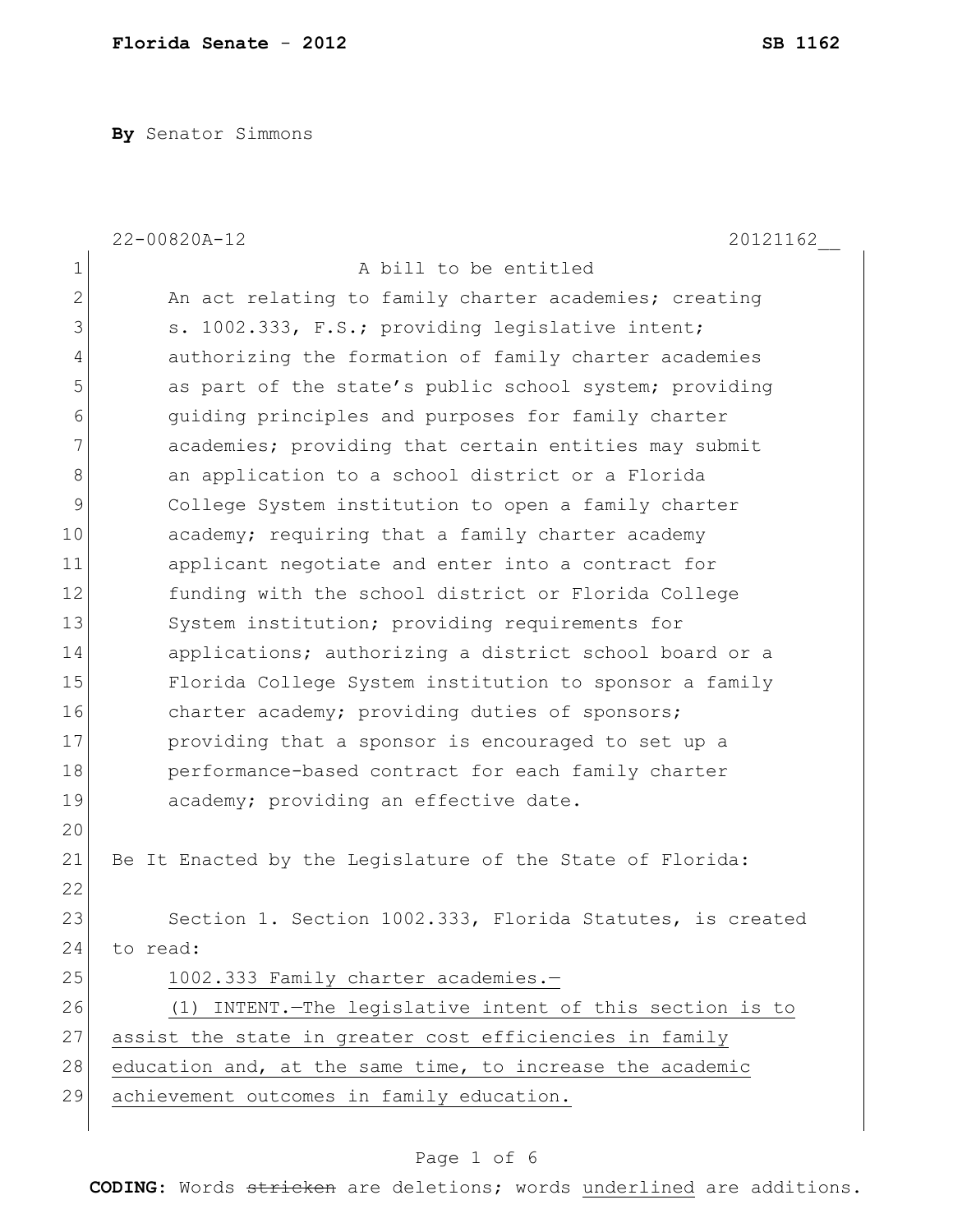**By** Senator Simmons

22-00820A-12 20121162__

A bill to be entitled

An act relating to family charter academies; creating s. 1002.333, F.S.; providing legislative intent; authorizing the formation of family charter academies as part of the state's public school system; providing guiding principles and purposes for family charter academies; providing that certain entities may submit an application to a school district or a Florida College System institution to open a family charter academy; requiring that a family charter academy applicant negotiate and enter into a contract for funding with the school district or Florida College System institution; providing requirements for applications; authorizing a district school board or a Florida College System institution to sponsor a family charter academy; providing duties of sponsors; providing that a sponsor is encouraged to set up a performance-based contract for each family charter academy; providing an effective date.

Be It Enacted by the Legislature of the State of Florida:

Section 1. Section 1002.333, Florida Statutes, is created to read:

1002.333 Family charter academies.—

(1) INTENT.—The legislative intent of this section is to assist the state in greater cost efficiencies in family education and, at the same time, to increase the academic achievement outcomes in family education.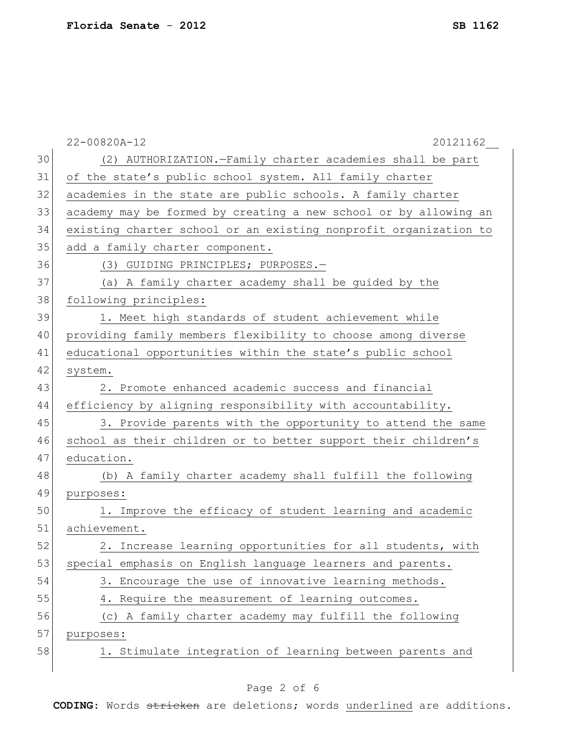(2) AUTHORIZATION.—Family charter academies shall be part of the state's public school system. All family charter academies in the state are public schools. A family charter academy may be formed by creating a new school or by allowing an existing charter school or an existing nonprofit organization to add a family charter component.

(3) GUIDING PRINCIPLES; PURPOSES.—

(a) A family charter academy shall be guided by the following principles:

1. Meet high standards of student achievement while providing family members flexibility to choose among diverse educational opportunities within the state's public school system.

2. Promote enhanced academic success and financial efficiency by aligning responsibility with accountability.

3. Provide parents with the opportunity to attend the same school as their children or to better support their children's education.

(b) A family charter academy shall fulfill the following purposes:

1. Improve the efficacy of student learning and academic achievement.

2. Increase learning opportunities for all students, with special emphasis on English language learners and parents.

3. Encourage the use of innovative learning methods.

4. Require the measurement of learning outcomes.

(c) A family charter academy may fulfill the following purposes:

1. Stimulate integration of learning between parents and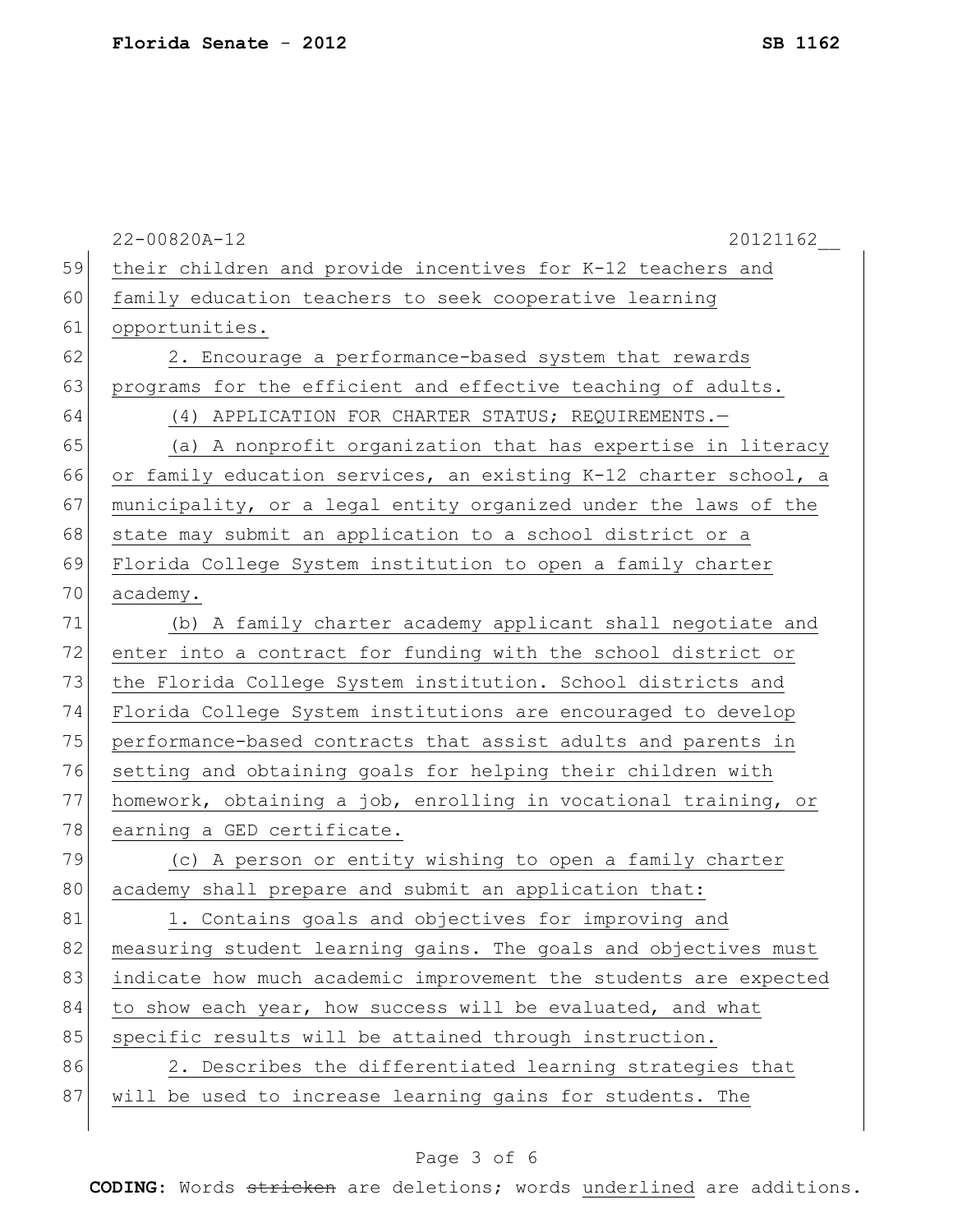their children and provide incentives for K-12 teachers and family education teachers to seek cooperative learning opportunities.

2. Encourage a performance-based system that rewards programs for the efficient and effective teaching of adults.

(4) APPLICATION FOR CHARTER STATUS; REQUIREMENTS.—

(a) A nonprofit organization that has expertise in literacy or family education services, an existing K-12 charter school, a municipality, or a legal entity organized under the laws of the state may submit an application to a school district or a Florida College System institution to open a family charter academy.

(b) A family charter academy applicant shall negotiate and enter into a contract for funding with the school district or the Florida College System institution. School districts and Florida College System institutions are encouraged to develop performance-based contracts that assist adults and parents in setting and obtaining goals for helping their children with homework, obtaining a job, enrolling in vocational training, or earning a GED certificate.

(c) A person or entity wishing to open a family charter academy shall prepare and submit an application that:

1. Contains goals and objectives for improving and measuring student learning gains. The goals and objectives must indicate how much academic improvement the students are expected to show each year, how success will be evaluated, and what specific results will be attained through instruction.

2. Describes the differentiated learning strategies that will be used to increase learning gains for students. The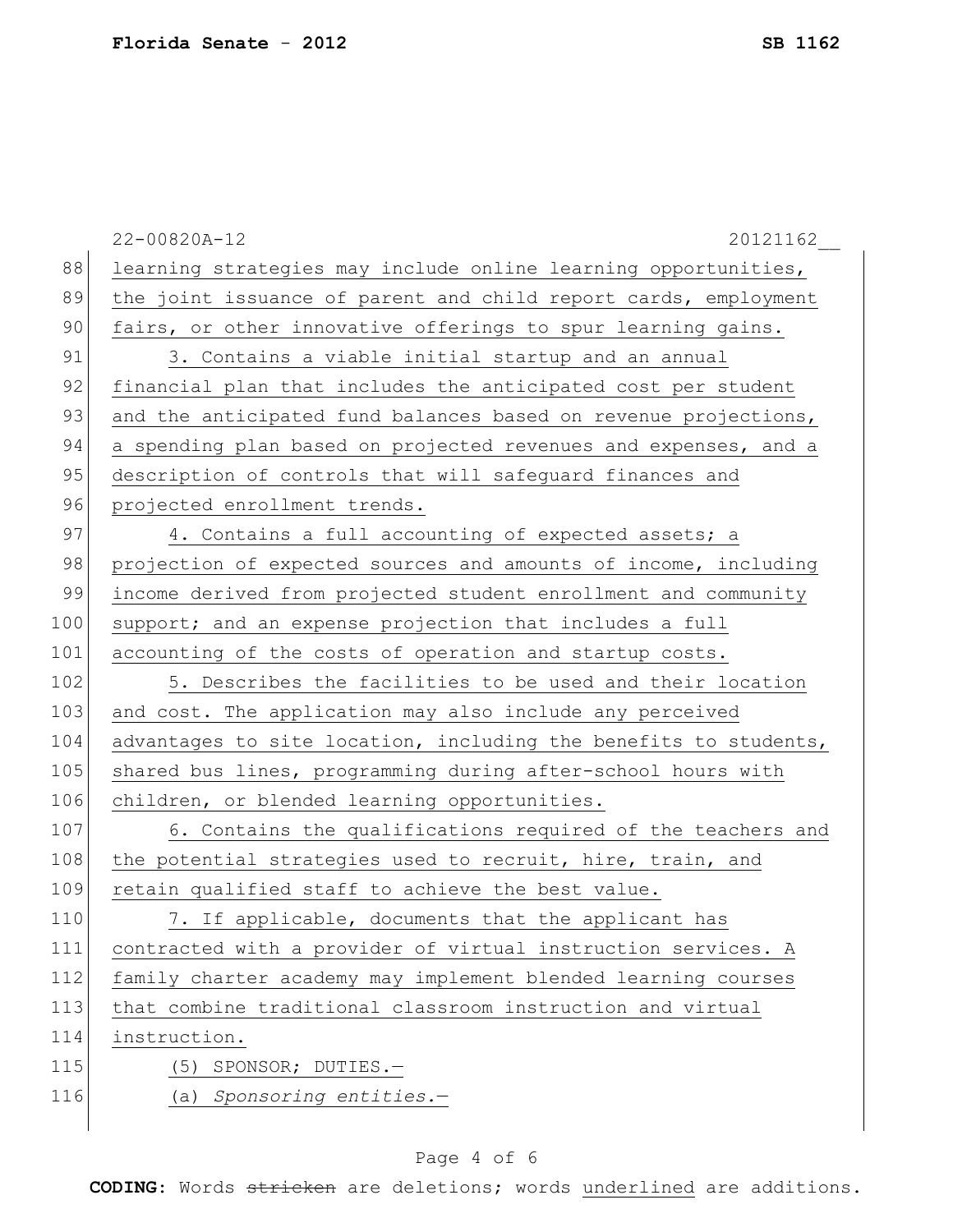learning strategies may include online learning opportunities, the joint issuance of parent and child report cards, employment fairs, or other innovative offerings to spur learning gains.

3. Contains a viable initial startup and an annual financial plan that includes the anticipated cost per student and the anticipated fund balances based on revenue projections, a spending plan based on projected revenues and expenses, and a description of controls that will safeguard finances and projected enrollment trends.

4. Contains a full accounting of expected assets; a projection of expected sources and amounts of income, including income derived from projected student enrollment and community support; and an expense projection that includes a full accounting of the costs of operation and startup costs.

5. Describes the facilities to be used and their location and cost. The application may also include any perceived advantages to site location, including the benefits to students, shared bus lines, programming during after-school hours with children, or blended learning opportunities.

6. Contains the qualifications required of the teachers and the potential strategies used to recruit, hire, train, and retain qualified staff to achieve the best value.

7. If applicable, documents that the applicant has contracted with a provider of virtual instruction services. A family charter academy may implement blended learning courses that combine traditional classroom instruction and virtual instruction.

(5) SPONSOR; DUTIES.—

(a) *Sponsoring entities.*—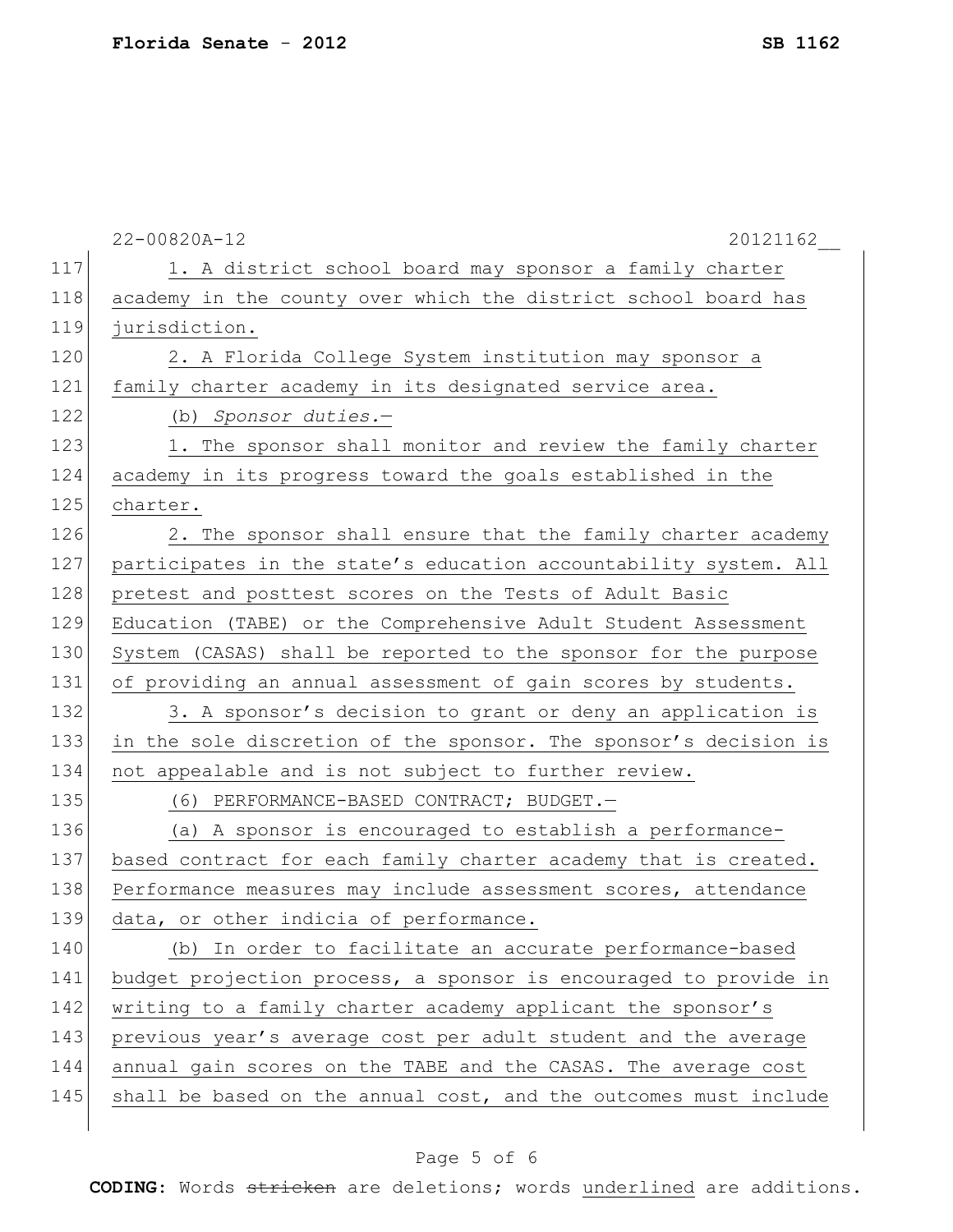1. A district school board may sponsor a family charter academy in the county over which the district school board has jurisdiction.

2. A Florida College System institution may sponsor a family charter academy in its designated service area.

(b) *Sponsor duties.*—

1. The sponsor shall monitor and review the family charter academy in its progress toward the goals established in the charter.

2. The sponsor shall ensure that the family charter academy participates in the state's education accountability system. All pretest and posttest scores on the Tests of Adult Basic Education (TABE) or the Comprehensive Adult Student Assessment System (CASAS) shall be reported to the sponsor for the purpose of providing an annual assessment of gain scores by students.

3. A sponsor's decision to grant or deny an application is in the sole discretion of the sponsor. The sponsor's decision is not appealable and is not subject to further review.

(6) PERFORMANCE-BASED CONTRACT; BUDGET.—

(a) A sponsor is encouraged to establish a performance-based contract for each family charter academy that is created. Performance measures may include assessment scores, attendance data, or other indicia of performance.

(b) In order to facilitate an accurate performance-based budget projection process, a sponsor is encouraged to provide in writing to a family charter academy applicant the sponsor's previous year's average cost per adult student and the average annual gain scores on the TABE and the CASAS. The average cost shall be based on the annual cost, and the outcomes must include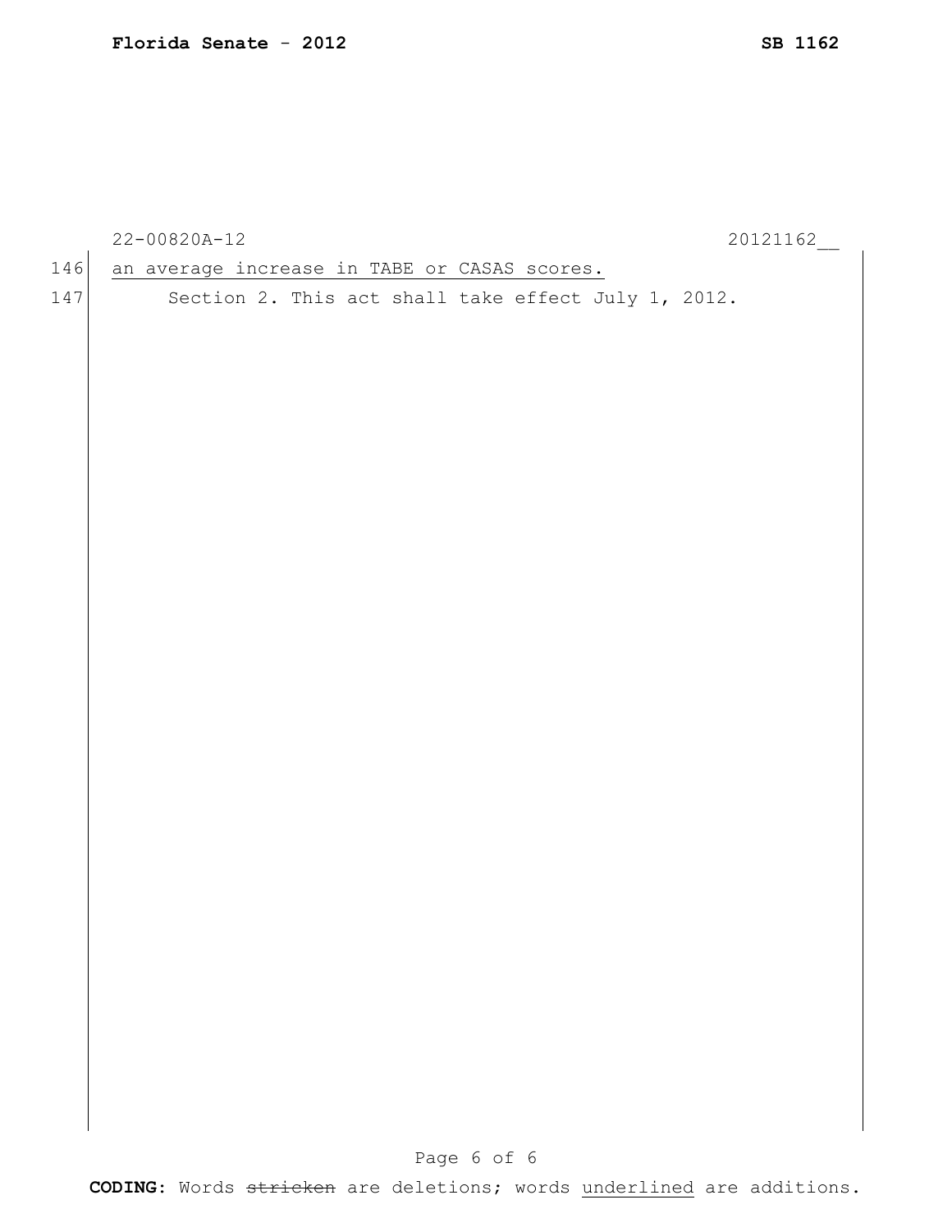146 an average increase in TABE or CASAS scores.

147 Section 2. This act shall take effect July 1, 2012.